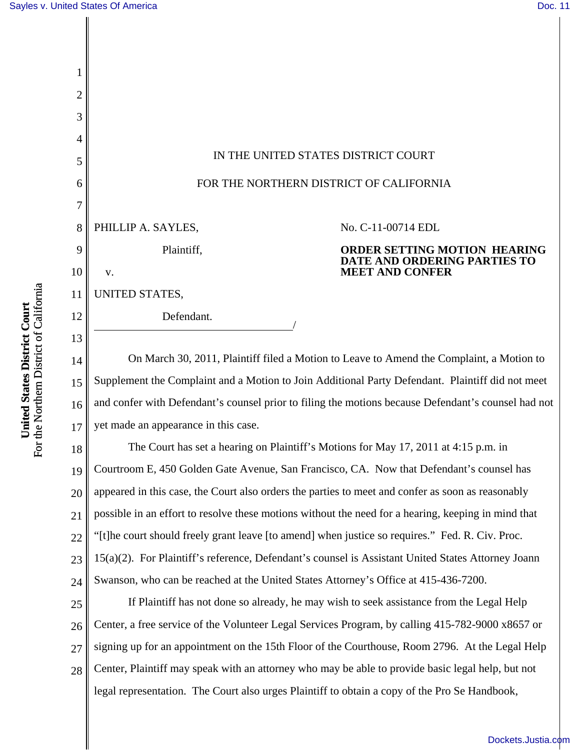IN THE UNITED STATES DISTRICT COURT

FOR THE NORTHERN DISTRICT OF CALIFORNIA

PHILLIP A. SAYLES,

Plaintiff,

v.

UNITED STATES,

Defendant.

No. C-11-00714 EDL

**ORDER SETTING MOTION HEARING DATE AND ORDERING PARTIES TO MEET AND CONFER**

On March 30, 2011, Plaintiff filed a Motion to Leave to Amend the Complaint, a Motion to Supplement the Complaint and a Motion to Join Additional Party Defendant. Plaintiff did not meet and confer with Defendant's counsel prior to filing the motions because Defendant's counsel had not yet made an appearance in this case.

The Court has set a hearing on Plaintiff's Motions for May 17, 2011 at 4:15 p.m. in Courtroom E, 450 Golden Gate Avenue, San Francisco, CA. Now that Defendant's counsel has appeared in this case, the Court also orders the parties to meet and confer as soon as reasonably possible in an effort to resolve these motions without the need for a hearing, keeping in mind that "[t]he court should freely grant leave [to amend] when justice so requires." Fed. R. Civ. Proc. 15(a)(2). For Plaintiff's reference, Defendant's counsel is Assistant United States Attorney Joann Swanson, who can be reached at the United States Attorney's Office at 415-436-7200.

If Plaintiff has not done so already, he may wish to seek assistance from the Legal Help Center, a free service of the Volunteer Legal Services Program, by calling 415-782-9000 x8657 or signing up for an appointment on the 15th Floor of the Courthouse, Room 2796. At the Legal Help Center, Plaintiff may speak with an attorney who may be able to provide basic legal help, but not legal representation. The Court also urges Plaintiff to obtain a copy of the Pro Se Handbook,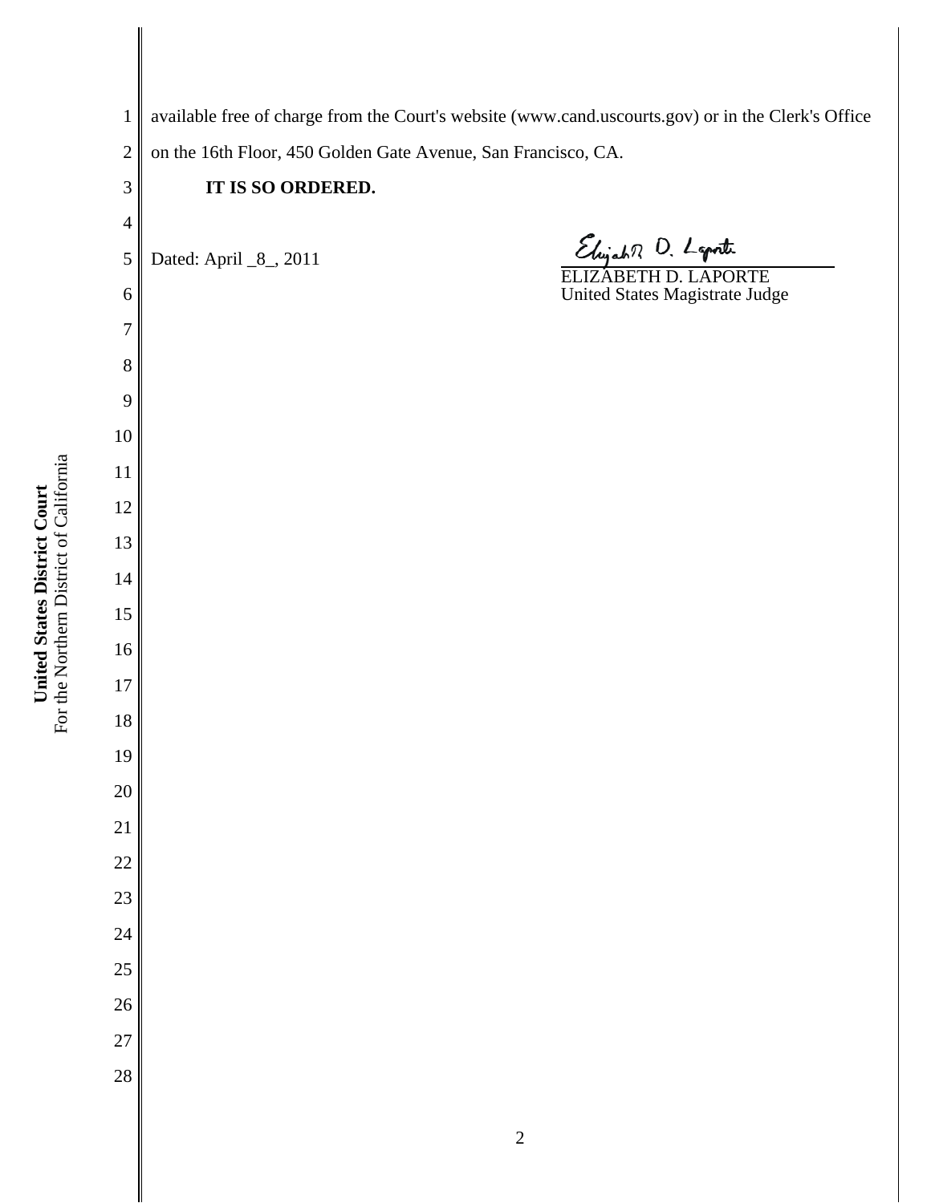available free of charge from the Court's website (www.cand.uscourts.gov) or in the Clerk's Office on the 16th Floor, 450 Golden Gate Avenue, San Francisco, CA.

**IT IS SO ORDERED.**

Dated: April _8_, 2011

ELIZABETH D. LAPORTE
United States Magistrate Judge